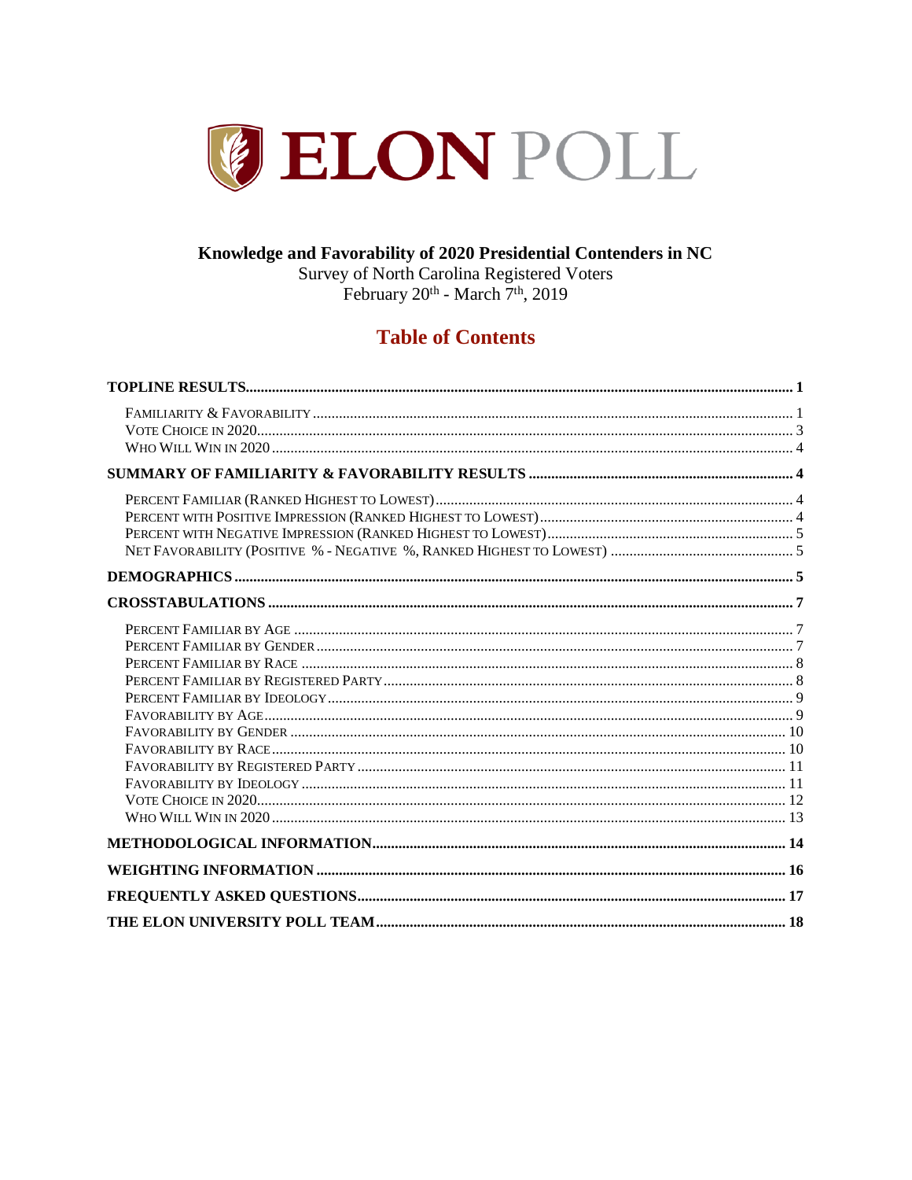# ELON POLL

**Knowledge and Favorability of 2020 Presidential Contenders in NC**

Survey of North Carolina Registered Voters

February 20th - March 7th, 2019

## Table of Contents

**TOPLINE RESULTS** ..... 1

- Familiarity & Favorability ..... 1
- Vote Choice in 2020 ..... 3
- Who Will Win in 2020 ..... 4

**SUMMARY OF FAMILIARITY & FAVORABILITY RESULTS** ..... 4

- Percent Familiar (Ranked Highest to Lowest) ..... 4
- Percent with Positive Impression (Ranked Highest to Lowest) ..... 4
- Percent with Negative Impression (Ranked Highest to Lowest) ..... 5
- Net Favorability (Positive % - Negative %, Ranked Highest to Lowest) ..... 5

**DEMOGRAPHICS** ..... 5

**CROSSTABULATIONS** ..... 7

- Percent Familiar by Age ..... 7
- Percent Familiar by Gender ..... 7
- Percent Familiar by Race ..... 8
- Percent Familiar by Registered Party ..... 8
- Percent Familiar by Ideology ..... 9
- Favorability by Age ..... 9
- Favorability by Gender ..... 10
- Favorability by Race ..... 10
- Favorability by Registered Party ..... 11
- Favorability by Ideology ..... 11
- Vote Choice in 2020 ..... 12
- Who Will Win in 2020 ..... 13

**METHODOLOGICAL INFORMATION** ..... 14

**WEIGHTING INFORMATION** ..... 16

**FREQUENTLY ASKED QUESTIONS** ..... 17

**THE ELON UNIVERSITY POLL TEAM** ..... 18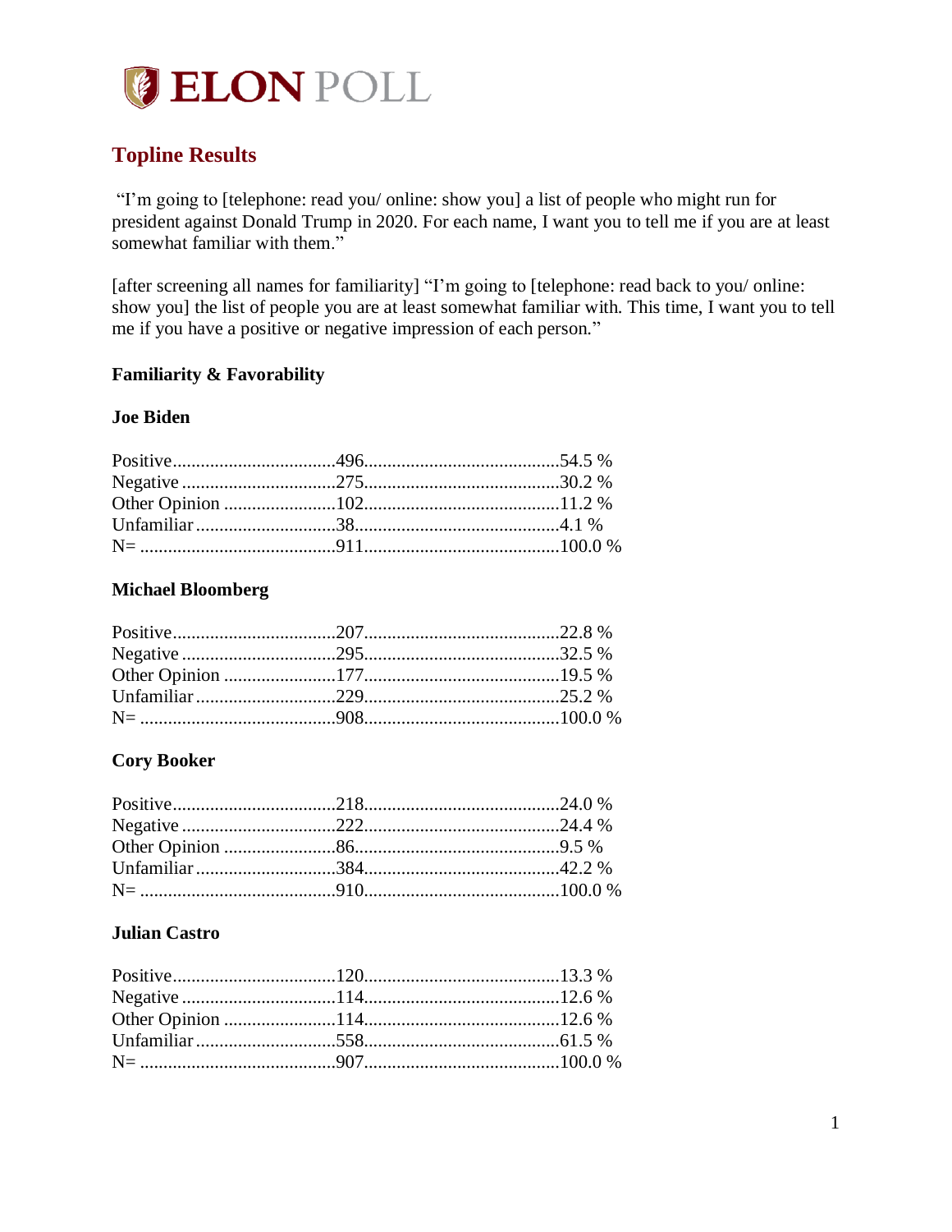# ELON POLL

## Topline Results

"I'm going to [telephone: read you/ online: show you] a list of people who might run for president against Donald Trump in 2020. For each name, I want you to tell me if you are at least somewhat familiar with them."

[after screening all names for familiarity] "I'm going to [telephone: read back to you/ online: show you] the list of people you are at least somewhat familiar with. This time, I want you to tell me if you have a positive or negative impression of each person."

### Familiarity & Favorability

#### Joe Biden

| | | |
|---|---|---|
| Positive | 496 | 54.5 % |
| Negative | 275 | 30.2 % |
| Other Opinion | 102 | 11.2 % |
| Unfamiliar | 38 | 4.1 % |
| N= | 911 | 100.0 % |

#### Michael Bloomberg

| | | |
|---|---|---|
| Positive | 207 | 22.8 % |
| Negative | 295 | 32.5 % |
| Other Opinion | 177 | 19.5 % |
| Unfamiliar | 229 | 25.2 % |
| N= | 908 | 100.0 % |

#### Cory Booker

| | | |
|---|---|---|
| Positive | 218 | 24.0 % |
| Negative | 222 | 24.4 % |
| Other Opinion | 86 | 9.5 % |
| Unfamiliar | 384 | 42.2 % |
| N= | 910 | 100.0 % |

#### Julian Castro

| | | |
|---|---|---|
| Positive | 120 | 13.3 % |
| Negative | 114 | 12.6 % |
| Other Opinion | 114 | 12.6 % |
| Unfamiliar | 558 | 61.5 % |
| N= | 907 | 100.0 % |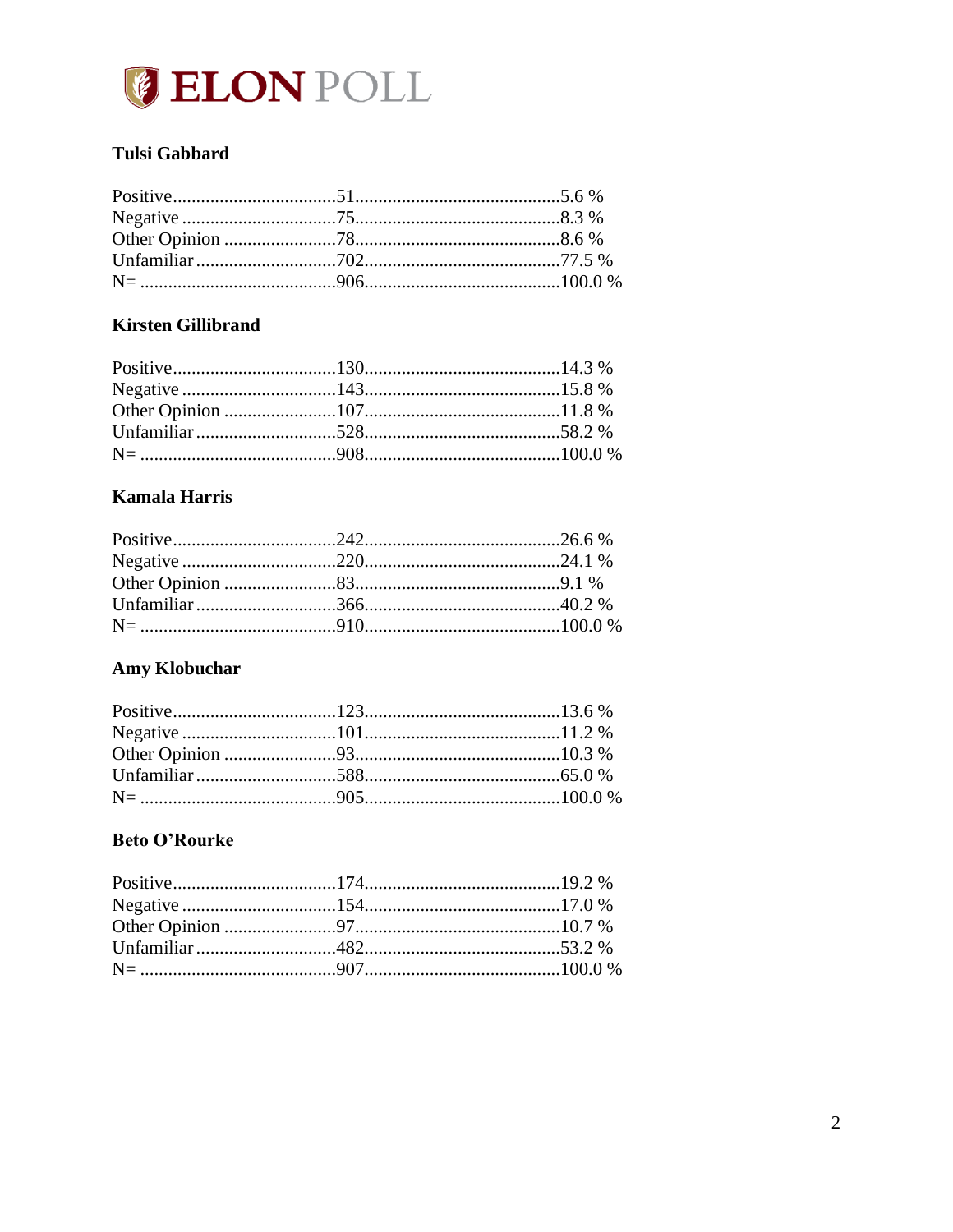### Tulsi Gabbard

| | | |
|---|---|---|
| Positive | 51 | 5.6 % |
| Negative | 75 | 8.3 % |
| Other Opinion | 78 | 8.6 % |
| Unfamiliar | 702 | 77.5 % |
| N= | 906 | 100.0 % |

### Kirsten Gillibrand

| | | |
|---|---|---|
| Positive | 130 | 14.3 % |
| Negative | 143 | 15.8 % |
| Other Opinion | 107 | 11.8 % |
| Unfamiliar | 528 | 58.2 % |
| N= | 908 | 100.0 % |

### Kamala Harris

| | | |
|---|---|---|
| Positive | 242 | 26.6 % |
| Negative | 220 | 24.1 % |
| Other Opinion | 83 | 9.1 % |
| Unfamiliar | 366 | 40.2 % |
| N= | 910 | 100.0 % |

### Amy Klobuchar

| | | |
|---|---|---|
| Positive | 123 | 13.6 % |
| Negative | 101 | 11.2 % |
| Other Opinion | 93 | 10.3 % |
| Unfamiliar | 588 | 65.0 % |
| N= | 905 | 100.0 % |

### Beto O'Rourke

| | | |
|---|---|---|
| Positive | 174 | 19.2 % |
| Negative | 154 | 17.0 % |
| Other Opinion | 97 | 10.7 % |
| Unfamiliar | 482 | 53.2 % |
| N= | 907 | 100.0 % |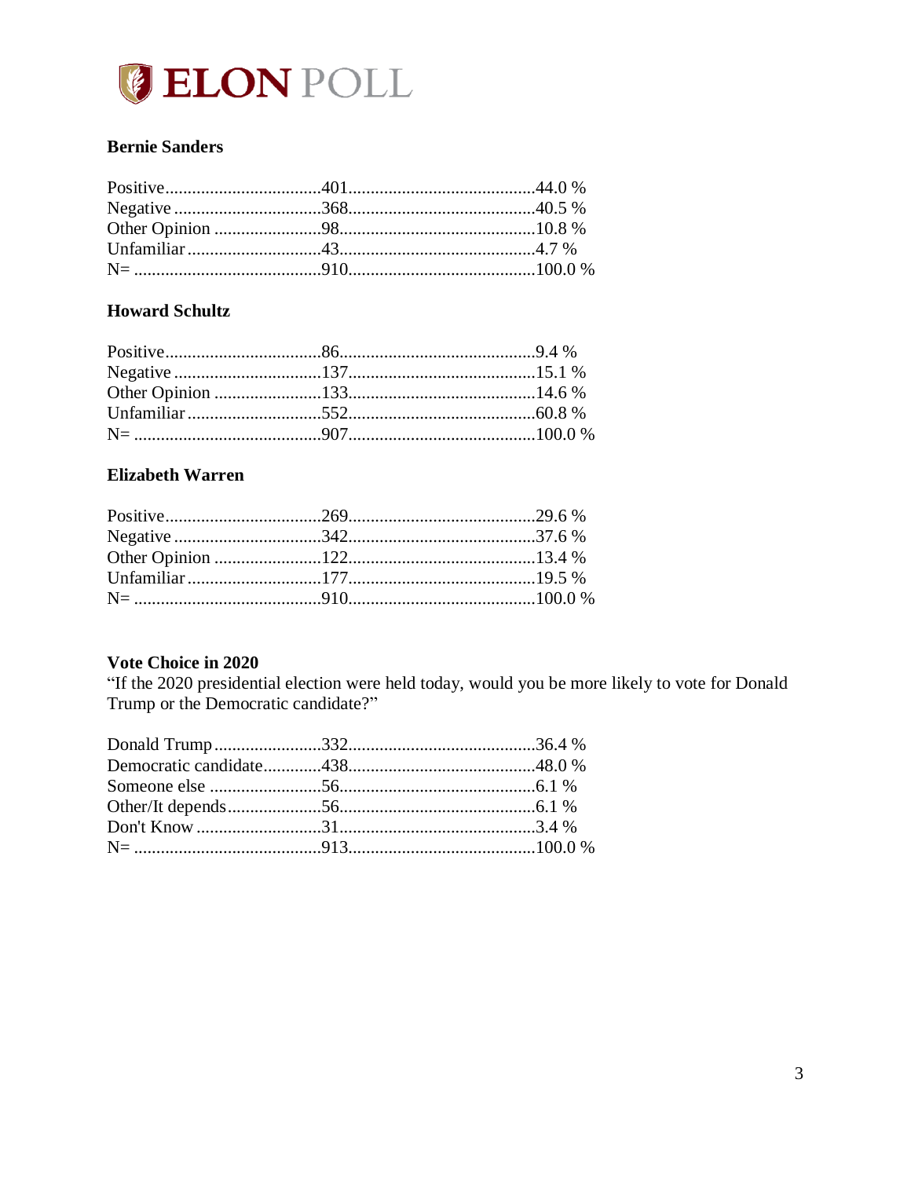### Bernie Sanders

| Response | N | % |
|---|---|---|
| Positive | 401 | 44.0 % |
| Negative | 368 | 40.5 % |
| Other Opinion | 98 | 10.8 % |
| Unfamiliar | 43 | 4.7 % |
| N= | 910 | 100.0 % |

### Howard Schultz

| Response | N | % |
|---|---|---|
| Positive | 86 | 9.4 % |
| Negative | 137 | 15.1 % |
| Other Opinion | 133 | 14.6 % |
| Unfamiliar | 552 | 60.8 % |
| N= | 907 | 100.0 % |

### Elizabeth Warren

| Response | N | % |
|---|---|---|
| Positive | 269 | 29.6 % |
| Negative | 342 | 37.6 % |
| Other Opinion | 122 | 13.4 % |
| Unfamiliar | 177 | 19.5 % |
| N= | 910 | 100.0 % |

### Vote Choice in 2020

"If the 2020 presidential election were held today, would you be more likely to vote for Donald Trump or the Democratic candidate?"

| Response | N | % |
|---|---|---|
| Donald Trump | 332 | 36.4 % |
| Democratic candidate | 438 | 48.0 % |
| Someone else | 56 | 6.1 % |
| Other/It depends | 56 | 6.1 % |
| Don't Know | 31 | 3.4 % |
| N= | 913 | 100.0 % |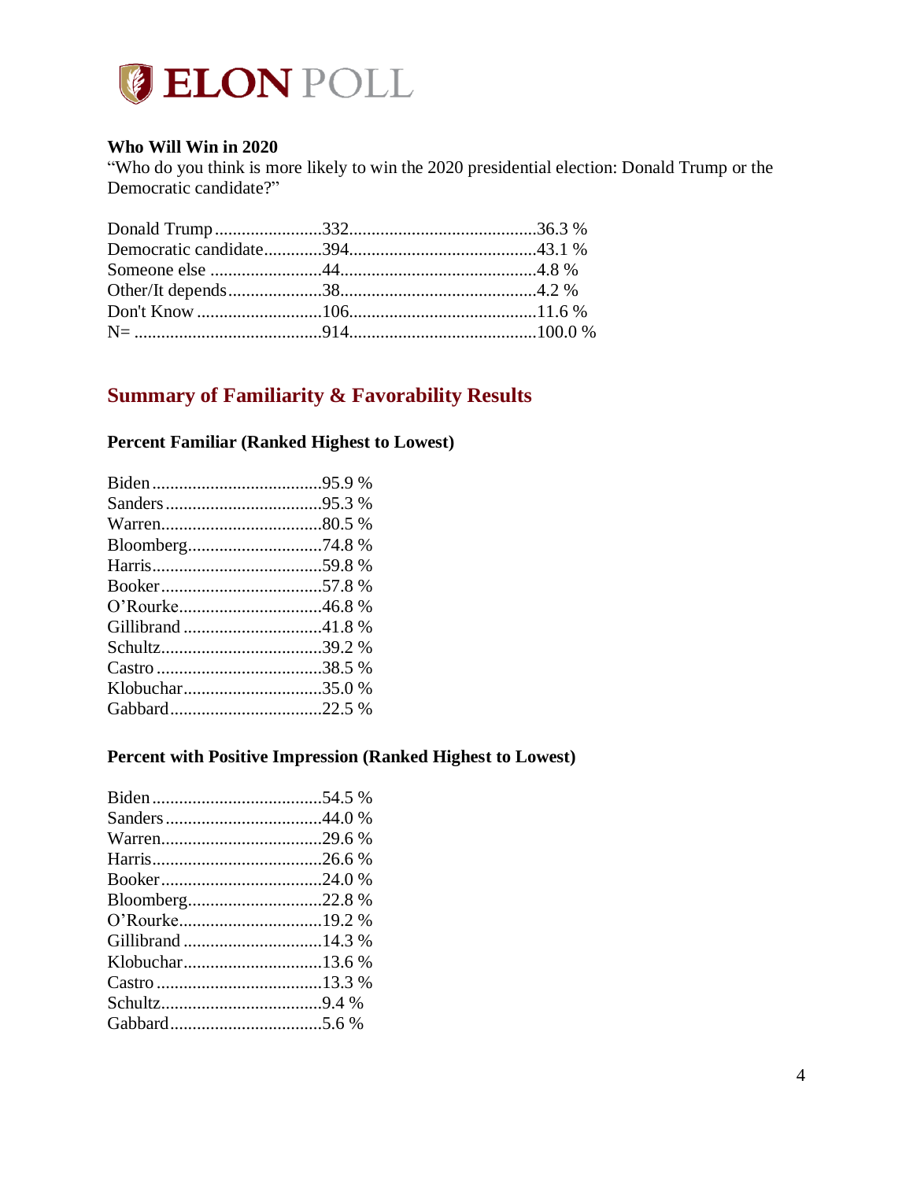### Who Will Win in 2020

"Who do you think is more likely to win the 2020 presidential election: Donald Trump or the Democratic candidate?"

| | | |
|---|---|---|
| Donald Trump | 332 | 36.3 % |
| Democratic candidate | 394 | 43.1 % |
| Someone else | 44 | 4.8 % |
| Other/It depends | 38 | 4.2 % |
| Don't Know | 106 | 11.6 % |
| N= | 914 | 100.0 % |

## Summary of Familiarity & Favorability Results

### Percent Familiar (Ranked Highest to Lowest)

| | |
|---|---|
| Biden | 95.9 % |
| Sanders | 95.3 % |
| Warren | 80.5 % |
| Bloomberg | 74.8 % |
| Harris | 59.8 % |
| Booker | 57.8 % |
| O'Rourke | 46.8 % |
| Gillibrand | 41.8 % |
| Schultz | 39.2 % |
| Castro | 38.5 % |
| Klobuchar | 35.0 % |
| Gabbard | 22.5 % |

### Percent with Positive Impression (Ranked Highest to Lowest)

| | |
|---|---|
| Biden | 54.5 % |
| Sanders | 44.0 % |
| Warren | 29.6 % |
| Harris | 26.6 % |
| Booker | 24.0 % |
| Bloomberg | 22.8 % |
| O'Rourke | 19.2 % |
| Gillibrand | 14.3 % |
| Klobuchar | 13.6 % |
| Castro | 13.3 % |
| Schultz | 9.4 % |
| Gabbard | 5.6 % |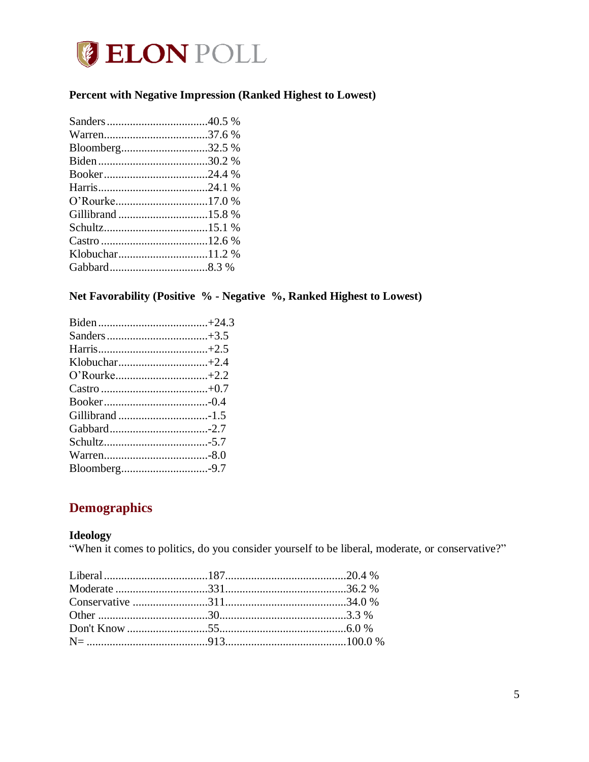**Percent with Negative Impression (Ranked Highest to Lowest)**

| Candidate | Percent |
|---|---|
| Sanders | 40.5 % |
| Warren | 37.6 % |
| Bloomberg | 32.5 % |
| Biden | 30.2 % |
| Booker | 24.4 % |
| Harris | 24.1 % |
| O'Rourke | 17.0 % |
| Gillibrand | 15.8 % |
| Schultz | 15.1 % |
| Castro | 12.6 % |
| Klobuchar | 11.2 % |
| Gabbard | 8.3 % |

**Net Favorability (Positive % - Negative %, Ranked Highest to Lowest)**

| Candidate | Net |
|---|---|
| Biden | +24.3 |
| Sanders | +3.5 |
| Harris | +2.5 |
| Klobuchar | +2.4 |
| O'Rourke | +2.2 |
| Castro | +0.7 |
| Booker | -0.4 |
| Gillibrand | -1.5 |
| Gabbard | -2.7 |
| Schultz | -5.7 |
| Warren | -8.0 |
| Bloomberg | -9.7 |

## Demographics

**Ideology**

"When it comes to politics, do you consider yourself to be liberal, moderate, or conservative?"

| Response | Count | Percent |
|---|---|---|
| Liberal | 187 | 20.4 % |
| Moderate | 331 | 36.2 % |
| Conservative | 311 | 34.0 % |
| Other | 30 | 3.3 % |
| Don't Know | 55 | 6.0 % |
| N= | 913 | 100.0 % |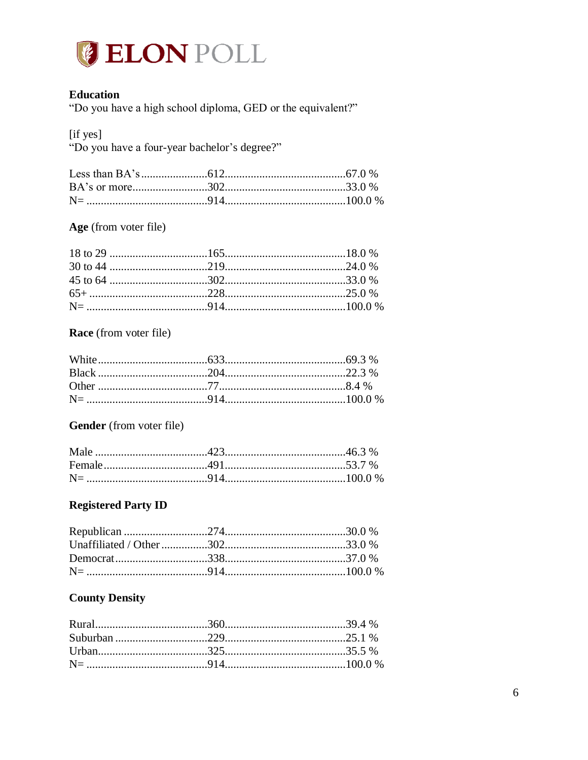### Education

"Do you have a high school diploma, GED or the equivalent?"

[if yes]
"Do you have a four-year bachelor's degree?"

| | | |
|---|---|---|
| Less than BA's | 612 | 67.0 % |
| BA's or more | 302 | 33.0 % |
| N= | 914 | 100.0 % |

### Age (from voter file)

| | | |
|---|---|---|
| 18 to 29 | 165 | 18.0 % |
| 30 to 44 | 219 | 24.0 % |
| 45 to 64 | 302 | 33.0 % |
| 65+ | 228 | 25.0 % |
| N= | 914 | 100.0 % |

### Race (from voter file)

| | | |
|---|---|---|
| White | 633 | 69.3 % |
| Black | 204 | 22.3 % |
| Other | 77 | 8.4 % |
| N= | 914 | 100.0 % |

### Gender (from voter file)

| | | |
|---|---|---|
| Male | 423 | 46.3 % |
| Female | 491 | 53.7 % |
| N= | 914 | 100.0 % |

### Registered Party ID

| | | |
|---|---|---|
| Republican | 274 | 30.0 % |
| Unaffiliated / Other | 302 | 33.0 % |
| Democrat | 338 | 37.0 % |
| N= | 914 | 100.0 % |

### County Density

| | | |
|---|---|---|
| Rural | 360 | 39.4 % |
| Suburban | 229 | 25.1 % |
| Urban | 325 | 35.5 % |
| N= | 914 | 100.0 % |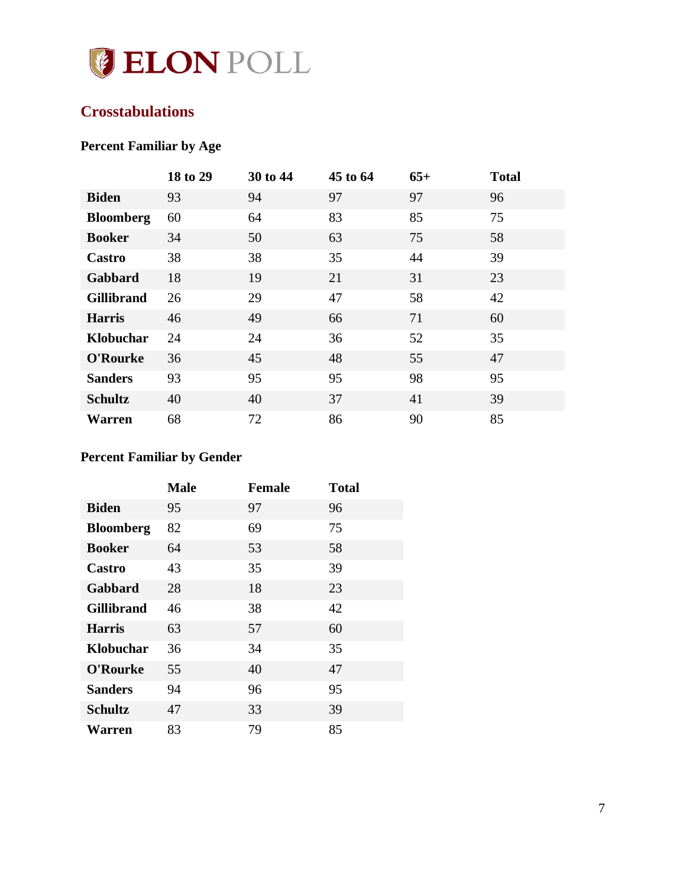## Crosstabulations

### Percent Familiar by Age

| | 18 to 29 | 30 to 44 | 45 to 64 | 65+ | Total |
|---|---|---|---|---|---|
| **Biden** | 93 | 94 | 97 | 97 | 96 |
| **Bloomberg** | 60 | 64 | 83 | 85 | 75 |
| **Booker** | 34 | 50 | 63 | 75 | 58 |
| **Castro** | 38 | 38 | 35 | 44 | 39 |
| **Gabbard** | 18 | 19 | 21 | 31 | 23 |
| **Gillibrand** | 26 | 29 | 47 | 58 | 42 |
| **Harris** | 46 | 49 | 66 | 71 | 60 |
| **Klobuchar** | 24 | 24 | 36 | 52 | 35 |
| **O'Rourke** | 36 | 45 | 48 | 55 | 47 |
| **Sanders** | 93 | 95 | 95 | 98 | 95 |
| **Schultz** | 40 | 40 | 37 | 41 | 39 |
| **Warren** | 68 | 72 | 86 | 90 | 85 |

### Percent Familiar by Gender

| | Male | Female | Total |
|---|---|---|---|
| **Biden** | 95 | 97 | 96 |
| **Bloomberg** | 82 | 69 | 75 |
| **Booker** | 64 | 53 | 58 |
| **Castro** | 43 | 35 | 39 |
| **Gabbard** | 28 | 18 | 23 |
| **Gillibrand** | 46 | 38 | 42 |
| **Harris** | 63 | 57 | 60 |
| **Klobuchar** | 36 | 34 | 35 |
| **O'Rourke** | 55 | 40 | 47 |
| **Sanders** | 94 | 96 | 95 |
| **Schultz** | 47 | 33 | 39 |
| **Warren** | 83 | 79 | 85 |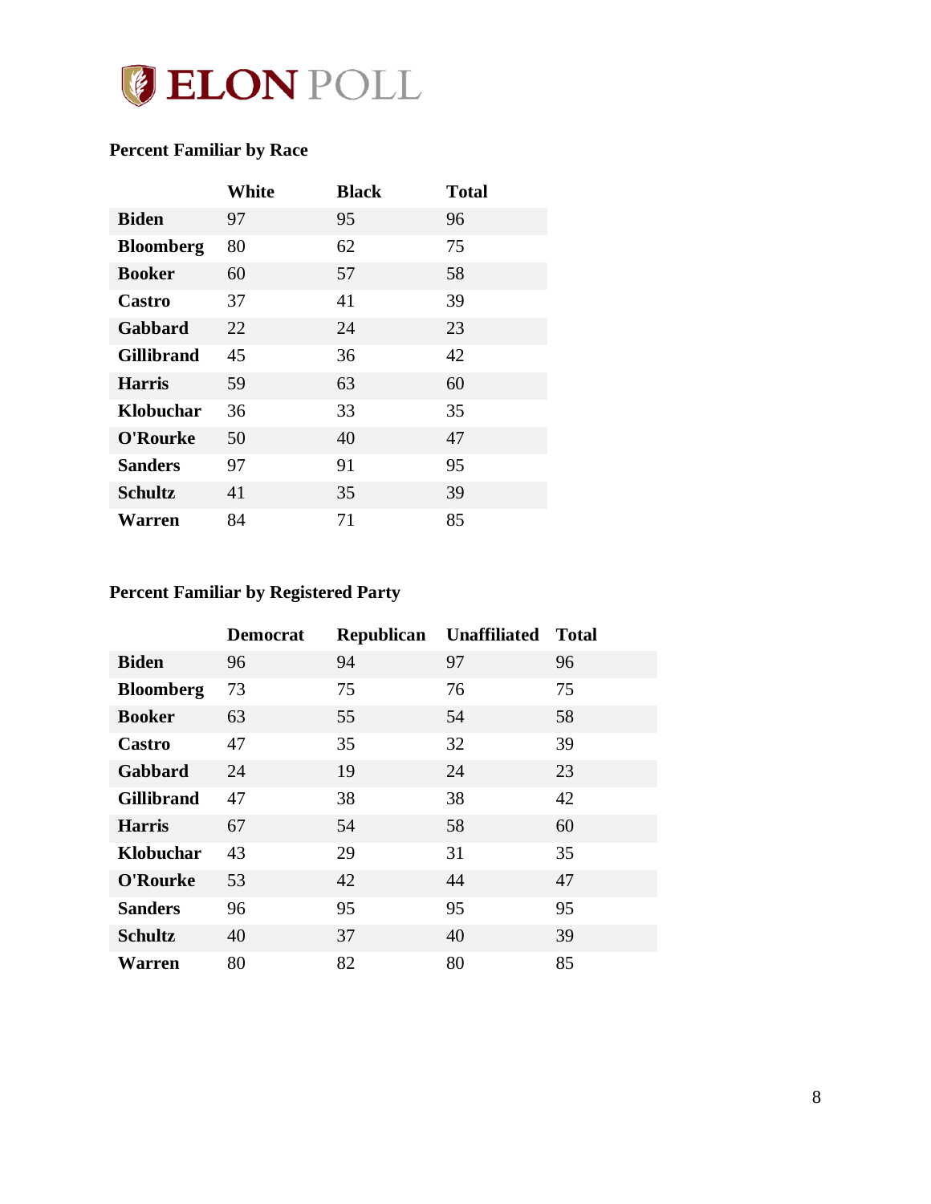**Percent Familiar by Race**

| | White | Black | Total |
|---|---|---|---|
| **Biden** | 97 | 95 | 96 |
| **Bloomberg** | 80 | 62 | 75 |
| **Booker** | 60 | 57 | 58 |
| **Castro** | 37 | 41 | 39 |
| **Gabbard** | 22 | 24 | 23 |
| **Gillibrand** | 45 | 36 | 42 |
| **Harris** | 59 | 63 | 60 |
| **Klobuchar** | 36 | 33 | 35 |
| **O'Rourke** | 50 | 40 | 47 |
| **Sanders** | 97 | 91 | 95 |
| **Schultz** | 41 | 35 | 39 |
| **Warren** | 84 | 71 | 85 |

**Percent Familiar by Registered Party**

| | Democrat | Republican | Unaffiliated | Total |
|---|---|---|---|---|
| **Biden** | 96 | 94 | 97 | 96 |
| **Bloomberg** | 73 | 75 | 76 | 75 |
| **Booker** | 63 | 55 | 54 | 58 |
| **Castro** | 47 | 35 | 32 | 39 |
| **Gabbard** | 24 | 19 | 24 | 23 |
| **Gillibrand** | 47 | 38 | 38 | 42 |
| **Harris** | 67 | 54 | 58 | 60 |
| **Klobuchar** | 43 | 29 | 31 | 35 |
| **O'Rourke** | 53 | 42 | 44 | 47 |
| **Sanders** | 96 | 95 | 95 | 95 |
| **Schultz** | 40 | 37 | 40 | 39 |
| **Warren** | 80 | 82 | 80 | 85 |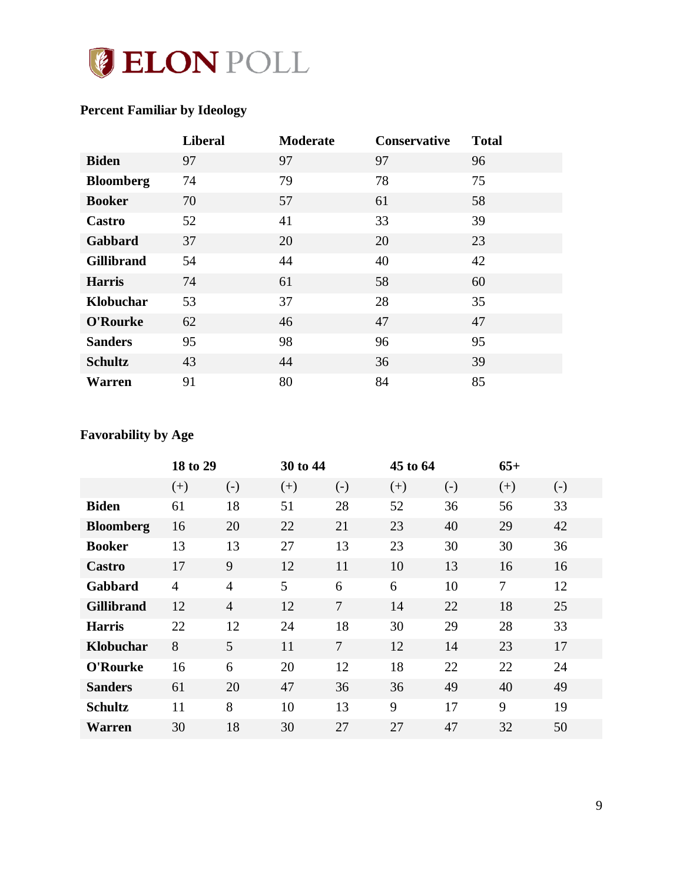**Percent Familiar by Ideology**

| | Liberal | Moderate | Conservative | Total |
|---|---|---|---|---|
| **Biden** | 97 | 97 | 97 | 96 |
| **Bloomberg** | 74 | 79 | 78 | 75 |
| **Booker** | 70 | 57 | 61 | 58 |
| **Castro** | 52 | 41 | 33 | 39 |
| **Gabbard** | 37 | 20 | 20 | 23 |
| **Gillibrand** | 54 | 44 | 40 | 42 |
| **Harris** | 74 | 61 | 58 | 60 |
| **Klobuchar** | 53 | 37 | 28 | 35 |
| **O'Rourke** | 62 | 46 | 47 | 47 |
| **Sanders** | 95 | 98 | 96 | 95 |
| **Schultz** | 43 | 44 | 36 | 39 |
| **Warren** | 91 | 80 | 84 | 85 |

**Favorability by Age**

| | 18 to 29 | | 30 to 44 | | 45 to 64 | | 65+ | |
|---|---|---|---|---|---|---|---|---|
| | (+) | (-) | (+) | (-) | (+) | (-) | (+) | (-) |
| **Biden** | 61 | 18 | 51 | 28 | 52 | 36 | 56 | 33 |
| **Bloomberg** | 16 | 20 | 22 | 21 | 23 | 40 | 29 | 42 |
| **Booker** | 13 | 13 | 27 | 13 | 23 | 30 | 30 | 36 |
| **Castro** | 17 | 9 | 12 | 11 | 10 | 13 | 16 | 16 |
| **Gabbard** | 4 | 4 | 5 | 6 | 6 | 10 | 7 | 12 |
| **Gillibrand** | 12 | 4 | 12 | 7 | 14 | 22 | 18 | 25 |
| **Harris** | 22 | 12 | 24 | 18 | 30 | 29 | 28 | 33 |
| **Klobuchar** | 8 | 5 | 11 | 7 | 12 | 14 | 23 | 17 |
| **O'Rourke** | 16 | 6 | 20 | 12 | 18 | 22 | 22 | 24 |
| **Sanders** | 61 | 20 | 47 | 36 | 36 | 49 | 40 | 49 |
| **Schultz** | 11 | 8 | 10 | 13 | 9 | 17 | 9 | 19 |
| **Warren** | 30 | 18 | 30 | 27 | 27 | 47 | 32 | 50 |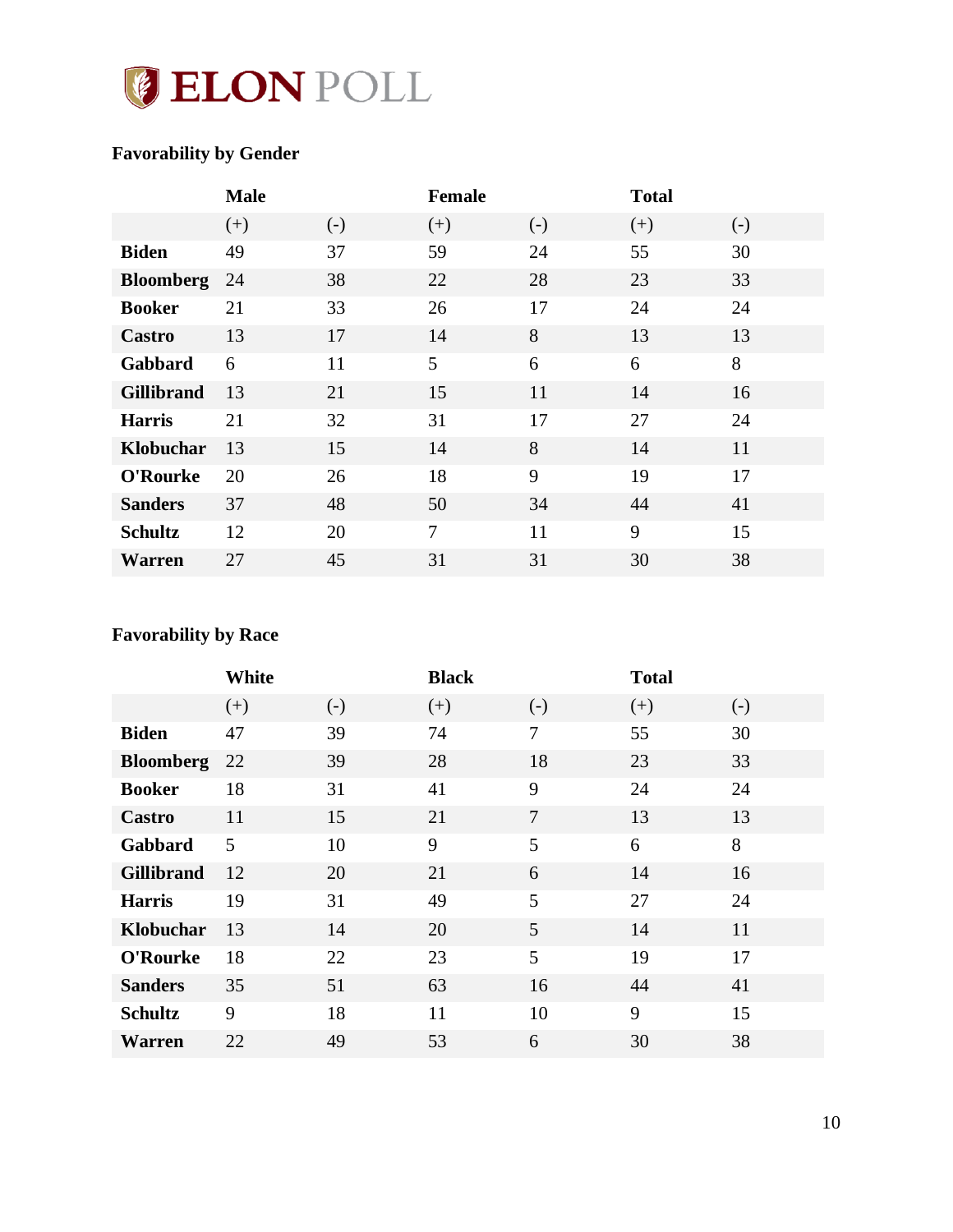### Favorability by Gender

| | Male | | Female | | Total | |
|---|---|---|---|---|---|---|
| | (+) | (-) | (+) | (-) | (+) | (-) |
| **Biden** | 49 | 37 | 59 | 24 | 55 | 30 |
| **Bloomberg** | 24 | 38 | 22 | 28 | 23 | 33 |
| **Booker** | 21 | 33 | 26 | 17 | 24 | 24 |
| **Castro** | 13 | 17 | 14 | 8 | 13 | 13 |
| **Gabbard** | 6 | 11 | 5 | 6 | 6 | 8 |
| **Gillibrand** | 13 | 21 | 15 | 11 | 14 | 16 |
| **Harris** | 21 | 32 | 31 | 17 | 27 | 24 |
| **Klobuchar** | 13 | 15 | 14 | 8 | 14 | 11 |
| **O'Rourke** | 20 | 26 | 18 | 9 | 19 | 17 |
| **Sanders** | 37 | 48 | 50 | 34 | 44 | 41 |
| **Schultz** | 12 | 20 | 7 | 11 | 9 | 15 |
| **Warren** | 27 | 45 | 31 | 31 | 30 | 38 |

### Favorability by Race

| | White | | Black | | Total | |
|---|---|---|---|---|---|---|
| | (+) | (-) | (+) | (-) | (+) | (-) |
| **Biden** | 47 | 39 | 74 | 7 | 55 | 30 |
| **Bloomberg** | 22 | 39 | 28 | 18 | 23 | 33 |
| **Booker** | 18 | 31 | 41 | 9 | 24 | 24 |
| **Castro** | 11 | 15 | 21 | 7 | 13 | 13 |
| **Gabbard** | 5 | 10 | 9 | 5 | 6 | 8 |
| **Gillibrand** | 12 | 20 | 21 | 6 | 14 | 16 |
| **Harris** | 19 | 31 | 49 | 5 | 27 | 24 |
| **Klobuchar** | 13 | 14 | 20 | 5 | 14 | 11 |
| **O'Rourke** | 18 | 22 | 23 | 5 | 19 | 17 |
| **Sanders** | 35 | 51 | 63 | 16 | 44 | 41 |
| **Schultz** | 9 | 18 | 11 | 10 | 9 | 15 |
| **Warren** | 22 | 49 | 53 | 6 | 30 | 38 |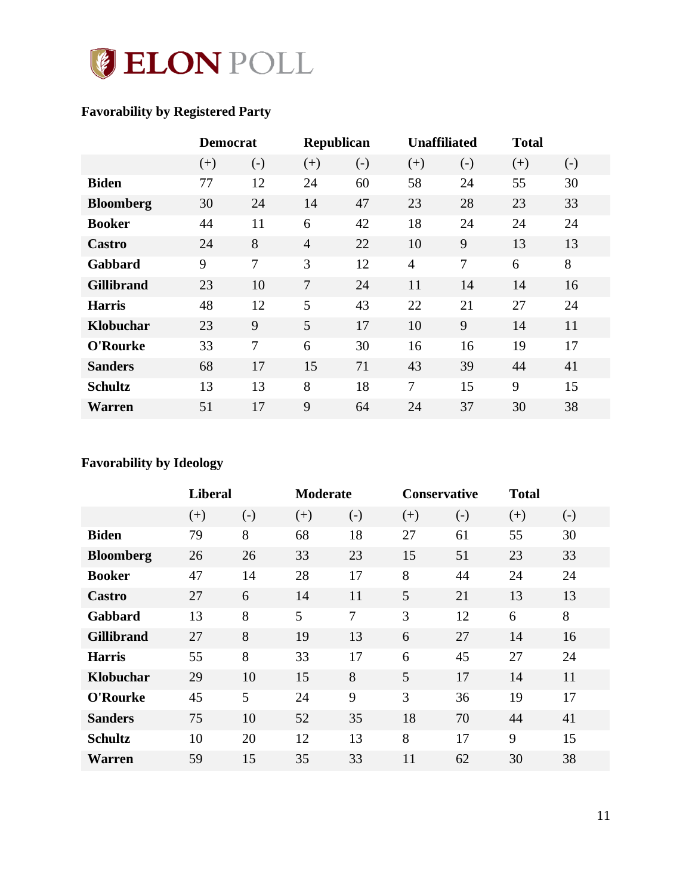**Favorability by Registered Party**

| | Democrat | | Republican | | Unaffiliated | | Total | |
|---|---|---|---|---|---|---|---|---|
| | (+) | (-) | (+) | (-) | (+) | (-) | (+) | (-) |
| **Biden** | 77 | 12 | 24 | 60 | 58 | 24 | 55 | 30 |
| **Bloomberg** | 30 | 24 | 14 | 47 | 23 | 28 | 23 | 33 |
| **Booker** | 44 | 11 | 6 | 42 | 18 | 24 | 24 | 24 |
| **Castro** | 24 | 8 | 4 | 22 | 10 | 9 | 13 | 13 |
| **Gabbard** | 9 | 7 | 3 | 12 | 4 | 7 | 6 | 8 |
| **Gillibrand** | 23 | 10 | 7 | 24 | 11 | 14 | 14 | 16 |
| **Harris** | 48 | 12 | 5 | 43 | 22 | 21 | 27 | 24 |
| **Klobuchar** | 23 | 9 | 5 | 17 | 10 | 9 | 14 | 11 |
| **O'Rourke** | 33 | 7 | 6 | 30 | 16 | 16 | 19 | 17 |
| **Sanders** | 68 | 17 | 15 | 71 | 43 | 39 | 44 | 41 |
| **Schultz** | 13 | 13 | 8 | 18 | 7 | 15 | 9 | 15 |
| **Warren** | 51 | 17 | 9 | 64 | 24 | 37 | 30 | 38 |

**Favorability by Ideology**

| | Liberal | | Moderate | | Conservative | | Total | |
|---|---|---|---|---|---|---|---|---|
| | (+) | (-) | (+) | (-) | (+) | (-) | (+) | (-) |
| **Biden** | 79 | 8 | 68 | 18 | 27 | 61 | 55 | 30 |
| **Bloomberg** | 26 | 26 | 33 | 23 | 15 | 51 | 23 | 33 |
| **Booker** | 47 | 14 | 28 | 17 | 8 | 44 | 24 | 24 |
| **Castro** | 27 | 6 | 14 | 11 | 5 | 21 | 13 | 13 |
| **Gabbard** | 13 | 8 | 5 | 7 | 3 | 12 | 6 | 8 |
| **Gillibrand** | 27 | 8 | 19 | 13 | 6 | 27 | 14 | 16 |
| **Harris** | 55 | 8 | 33 | 17 | 6 | 45 | 27 | 24 |
| **Klobuchar** | 29 | 10 | 15 | 8 | 5 | 17 | 14 | 11 |
| **O'Rourke** | 45 | 5 | 24 | 9 | 3 | 36 | 19 | 17 |
| **Sanders** | 75 | 10 | 52 | 35 | 18 | 70 | 44 | 41 |
| **Schultz** | 10 | 20 | 12 | 13 | 8 | 17 | 9 | 15 |
| **Warren** | 59 | 15 | 35 | 33 | 11 | 62 | 30 | 38 |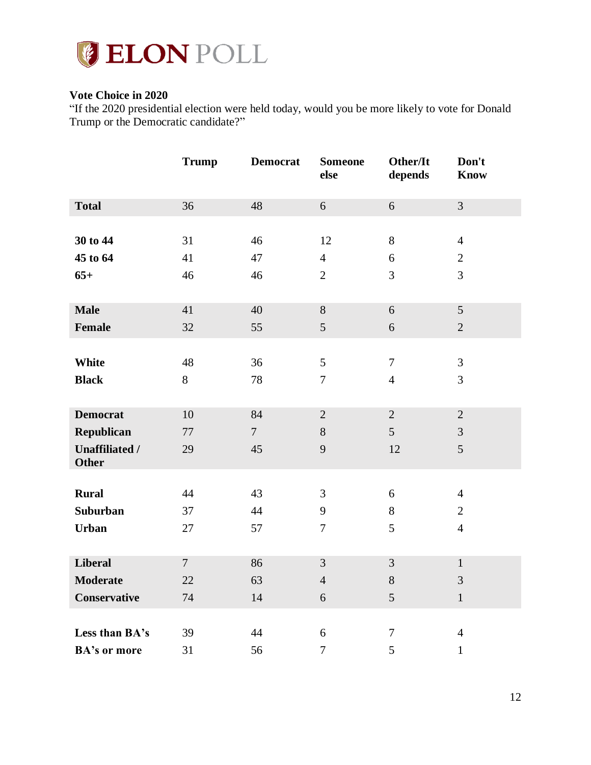**Vote Choice in 2020**

"If the 2020 presidential election were held today, would you be more likely to vote for Donald Trump or the Democratic candidate?"

| | Trump | Democrat | Someone else | Other/It depends | Don't Know |
|---|---|---|---|---|---|
| **Total** | 36 | 48 | 6 | 6 | 3 |
| **30 to 44** | 31 | 46 | 12 | 8 | 4 |
| **45 to 64** | 41 | 47 | 4 | 6 | 2 |
| **65+** | 46 | 46 | 2 | 3 | 3 |
| **Male** | 41 | 40 | 8 | 6 | 5 |
| **Female** | 32 | 55 | 5 | 6 | 2 |
| **White** | 48 | 36 | 5 | 7 | 3 |
| **Black** | 8 | 78 | 7 | 4 | 3 |
| **Democrat** | 10 | 84 | 2 | 2 | 2 |
| **Republican** | 77 | 7 | 8 | 5 | 3 |
| **Unaffiliated / Other** | 29 | 45 | 9 | 12 | 5 |
| **Rural** | 44 | 43 | 3 | 6 | 4 |
| **Suburban** | 37 | 44 | 9 | 8 | 2 |
| **Urban** | 27 | 57 | 7 | 5 | 4 |
| **Liberal** | 7 | 86 | 3 | 3 | 1 |
| **Moderate** | 22 | 63 | 4 | 8 | 3 |
| **Conservative** | 74 | 14 | 6 | 5 | 1 |
| **Less than BA's** | 39 | 44 | 6 | 7 | 4 |
| **BA's or more** | 31 | 56 | 7 | 5 | 1 |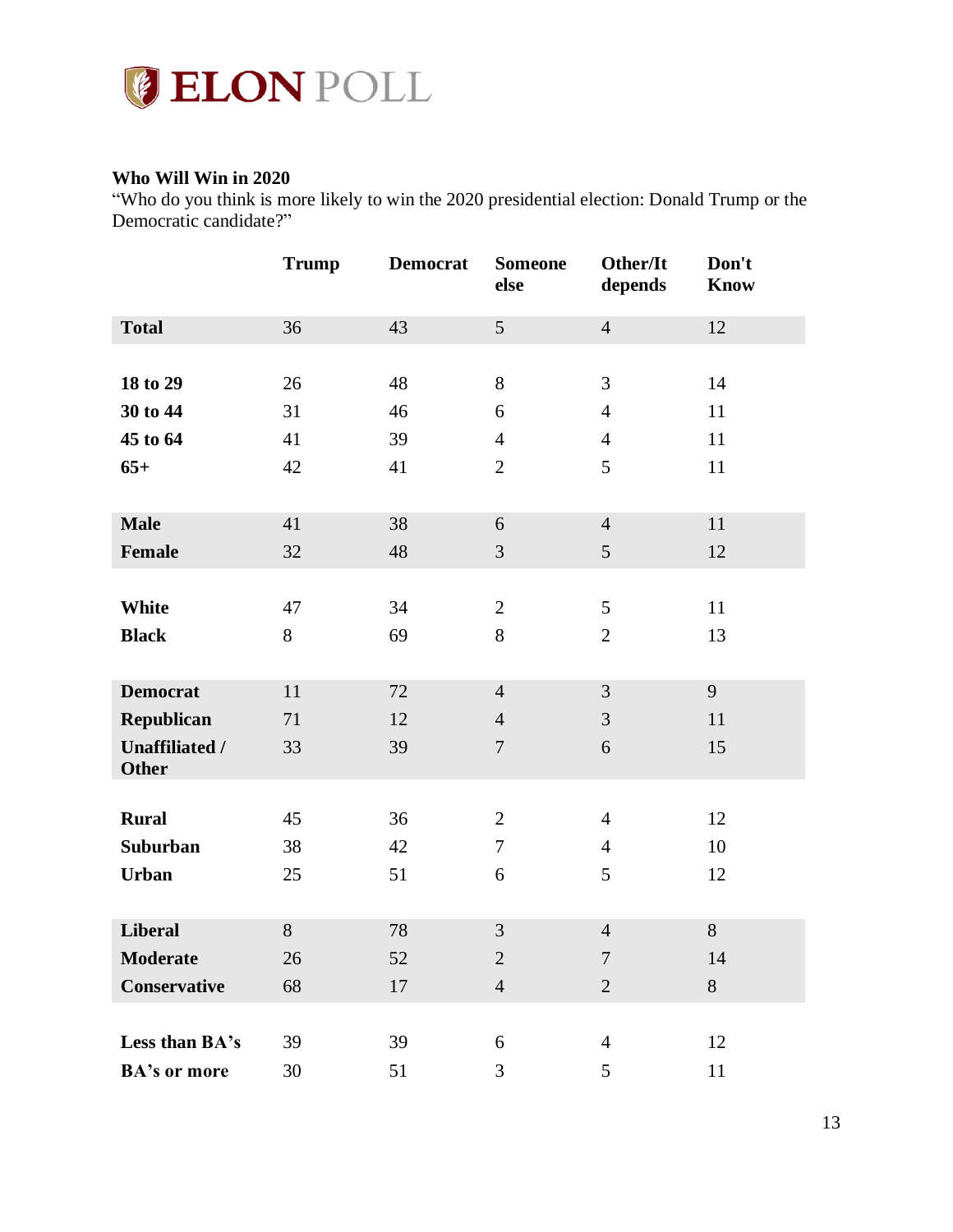### Who Will Win in 2020

"Who do you think is more likely to win the 2020 presidential election: Donald Trump or the Democratic candidate?"

| | Trump | Democrat | Someone else | Other/It depends | Don't Know |
|---|---|---|---|---|---|
| **Total** | 36 | 43 | 5 | 4 | 12 |
| **18 to 29** | 26 | 48 | 8 | 3 | 14 |
| **30 to 44** | 31 | 46 | 6 | 4 | 11 |
| **45 to 64** | 41 | 39 | 4 | 4 | 11 |
| **65+** | 42 | 41 | 2 | 5 | 11 |
| **Male** | 41 | 38 | 6 | 4 | 11 |
| **Female** | 32 | 48 | 3 | 5 | 12 |
| **White** | 47 | 34 | 2 | 5 | 11 |
| **Black** | 8 | 69 | 8 | 2 | 13 |
| **Democrat** | 11 | 72 | 4 | 3 | 9 |
| **Republican** | 71 | 12 | 4 | 3 | 11 |
| **Unaffiliated / Other** | 33 | 39 | 7 | 6 | 15 |
| **Rural** | 45 | 36 | 2 | 4 | 12 |
| **Suburban** | 38 | 42 | 7 | 4 | 10 |
| **Urban** | 25 | 51 | 6 | 5 | 12 |
| **Liberal** | 8 | 78 | 3 | 4 | 8 |
| **Moderate** | 26 | 52 | 2 | 7 | 14 |
| **Conservative** | 68 | 17 | 4 | 2 | 8 |
| **Less than BA's** | 39 | 39 | 6 | 4 | 12 |
| **BA's or more** | 30 | 51 | 3 | 5 | 11 |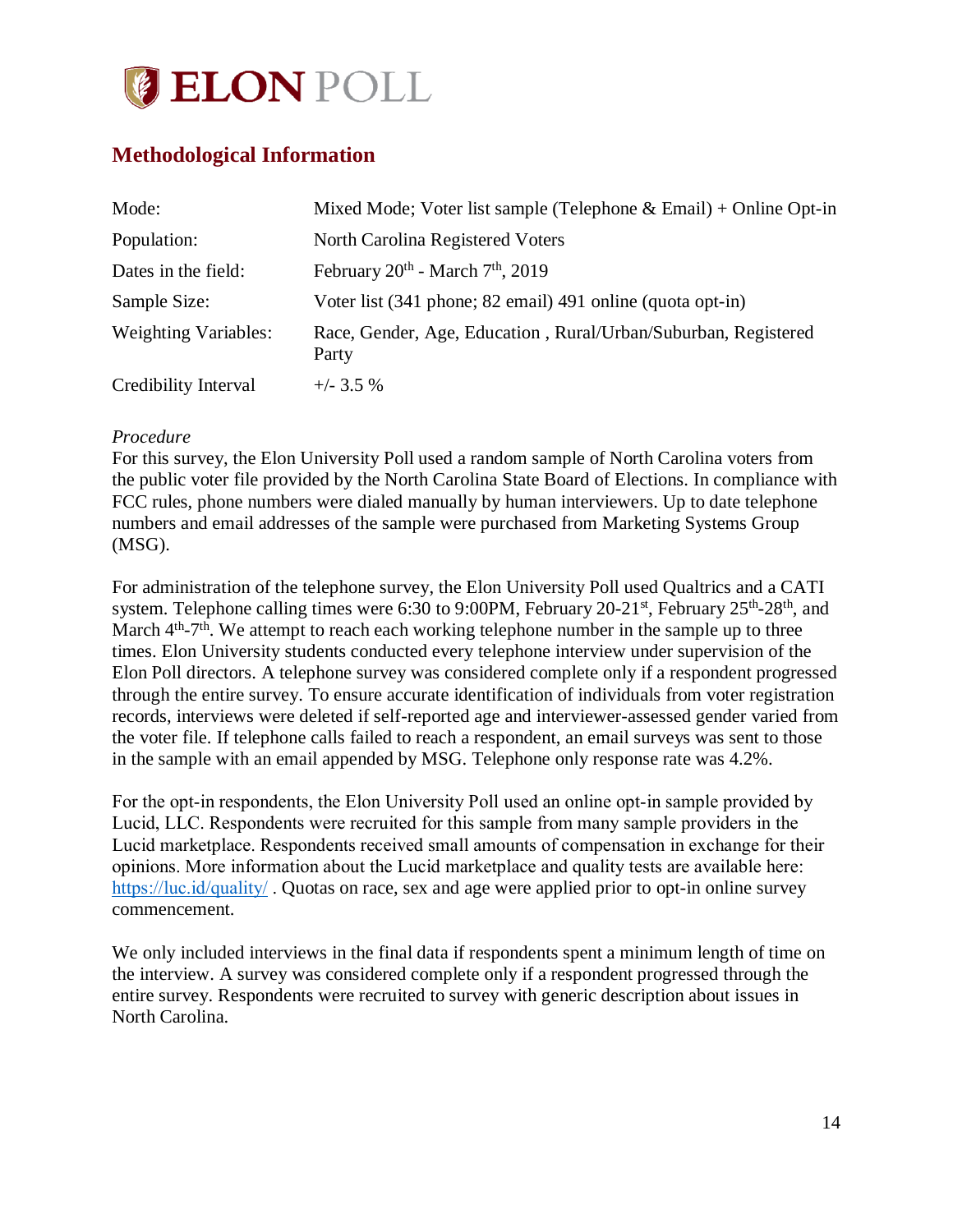# ELON POLL

## Methodological Information

| | |
|---|---|
| Mode: | Mixed Mode; Voter list sample (Telephone & Email) + Online Opt-in |
| Population: | North Carolina Registered Voters |
| Dates in the field: | February 20th - March 7th, 2019 |
| Sample Size: | Voter list (341 phone; 82 email) 491 online (quota opt-in) |
| Weighting Variables: | Race, Gender, Age, Education , Rural/Urban/Suburban, Registered Party |
| Credibility Interval | +/- 3.5 % |

*Procedure*

For this survey, the Elon University Poll used a random sample of North Carolina voters from the public voter file provided by the North Carolina State Board of Elections. In compliance with FCC rules, phone numbers were dialed manually by human interviewers. Up to date telephone numbers and email addresses of the sample were purchased from Marketing Systems Group (MSG).

For administration of the telephone survey, the Elon University Poll used Qualtrics and a CATI system. Telephone calling times were 6:30 to 9:00PM, February 20-21st, February 25th-28th, and March 4th-7th. We attempt to reach each working telephone number in the sample up to three times. Elon University students conducted every telephone interview under supervision of the Elon Poll directors. A telephone survey was considered complete only if a respondent progressed through the entire survey. To ensure accurate identification of individuals from voter registration records, interviews were deleted if self-reported age and interviewer-assessed gender varied from the voter file. If telephone calls failed to reach a respondent, an email surveys was sent to those in the sample with an email appended by MSG. Telephone only response rate was 4.2%.

For the opt-in respondents, the Elon University Poll used an online opt-in sample provided by Lucid, LLC. Respondents were recruited for this sample from many sample providers in the Lucid marketplace. Respondents received small amounts of compensation in exchange for their opinions. More information about the Lucid marketplace and quality tests are available here: https://luc.id/quality/ . Quotas on race, sex and age were applied prior to opt-in online survey commencement.

We only included interviews in the final data if respondents spent a minimum length of time on the interview. A survey was considered complete only if a respondent progressed through the entire survey. Respondents were recruited to survey with generic description about issues in North Carolina.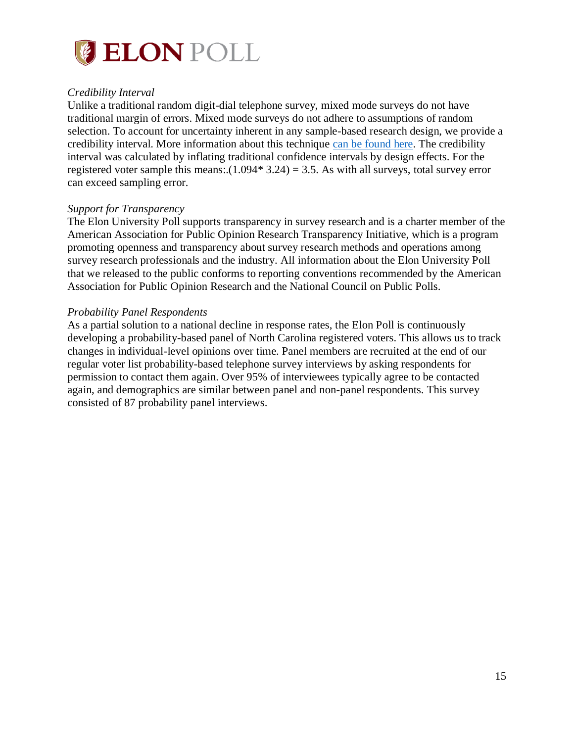*Credibility Interval*

Unlike a traditional random digit-dial telephone survey, mixed mode surveys do not have traditional margin of errors. Mixed mode surveys do not adhere to assumptions of random selection. To account for uncertainty inherent in any sample-based research design, we provide a credibility interval. More information about this technique [can be found here](). The credibility interval was calculated by inflating traditional confidence intervals by design effects. For the registered voter sample this means:.(1.094* 3.24) = 3.5. As with all surveys, total survey error can exceed sampling error.

*Support for Transparency*

The Elon University Poll supports transparency in survey research and is a charter member of the American Association for Public Opinion Research Transparency Initiative, which is a program promoting openness and transparency about survey research methods and operations among survey research professionals and the industry. All information about the Elon University Poll that we released to the public conforms to reporting conventions recommended by the American Association for Public Opinion Research and the National Council on Public Polls.

*Probability Panel Respondents*

As a partial solution to a national decline in response rates, the Elon Poll is continuously developing a probability-based panel of North Carolina registered voters. This allows us to track changes in individual-level opinions over time. Panel members are recruited at the end of our regular voter list probability-based telephone survey interviews by asking respondents for permission to contact them again. Over 95% of interviewees typically agree to be contacted again, and demographics are similar between panel and non-panel respondents. This survey consisted of 87 probability panel interviews.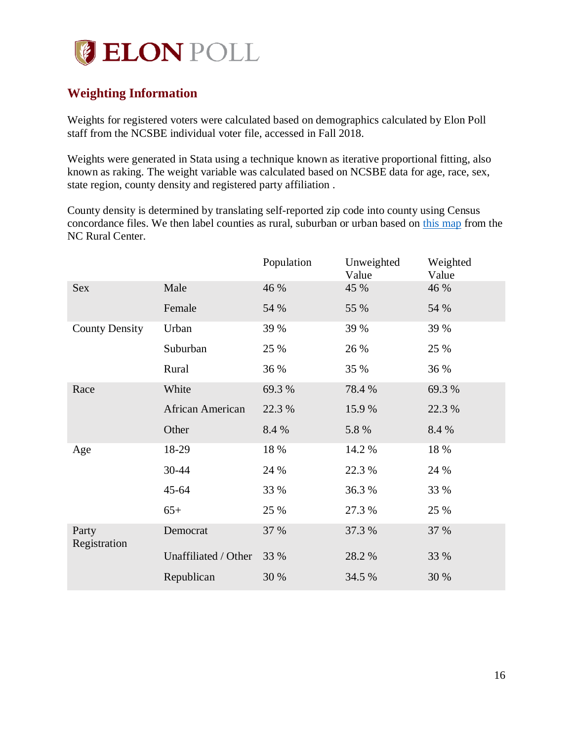## Weighting Information

Weights for registered voters were calculated based on demographics calculated by Elon Poll staff from the NCSBE individual voter file, accessed in Fall 2018.

Weights were generated in Stata using a technique known as iterative proportional fitting, also known as raking. The weight variable was calculated based on NCSBE data for age, race, sex, state region, county density and registered party affiliation .

County density is determined by translating self-reported zip code into county using Census concordance files. We then label counties as rural, suburban or urban based on this map from the NC Rural Center.

| | | Population | Unweighted Value | Weighted Value |
|---|---|---|---|---|
| Sex | Male | 46 % | 45 % | 46 % |
| | Female | 54 % | 55 % | 54 % |
| County Density | Urban | 39 % | 39 % | 39 % |
| | Suburban | 25 % | 26 % | 25 % |
| | Rural | 36 % | 35 % | 36 % |
| Race | White | 69.3 % | 78.4 % | 69.3 % |
| | African American | 22.3 % | 15.9 % | 22.3 % |
| | Other | 8.4 % | 5.8 % | 8.4 % |
| Age | 18-29 | 18 % | 14.2 % | 18 % |
| | 30-44 | 24 % | 22.3 % | 24 % |
| | 45-64 | 33 % | 36.3 % | 33 % |
| | 65+ | 25 % | 27.3 % | 25 % |
| Party Registration | Democrat | 37 % | 37.3 % | 37 % |
| | Unaffiliated / Other | 33 % | 28.2 % | 33 % |
| | Republican | 30 % | 34.5 % | 30 % |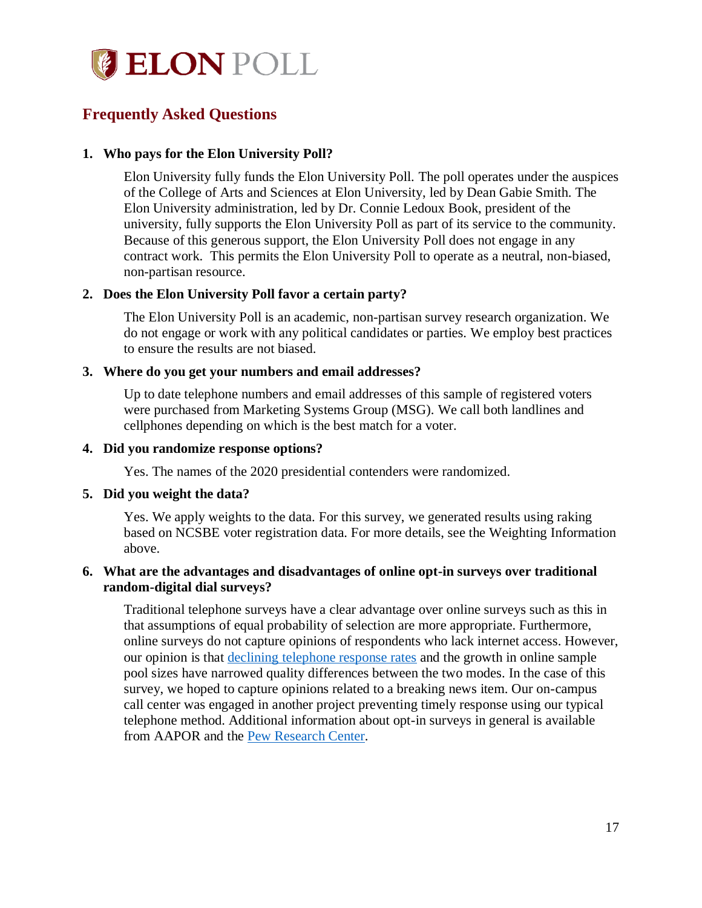## Frequently Asked Questions

1. **Who pays for the Elon University Poll?**

    Elon University fully funds the Elon University Poll. The poll operates under the auspices of the College of Arts and Sciences at Elon University, led by Dean Gabie Smith. The Elon University administration, led by Dr. Connie Ledoux Book, president of the university, fully supports the Elon University Poll as part of its service to the community. Because of this generous support, the Elon University Poll does not engage in any contract work. This permits the Elon University Poll to operate as a neutral, non-biased, non-partisan resource.

2. **Does the Elon University Poll favor a certain party?**

    The Elon University Poll is an academic, non-partisan survey research organization. We do not engage or work with any political candidates or parties. We employ best practices to ensure the results are not biased.

3. **Where do you get your numbers and email addresses?**

    Up to date telephone numbers and email addresses of this sample of registered voters were purchased from Marketing Systems Group (MSG). We call both landlines and cellphones depending on which is the best match for a voter.

4. **Did you randomize response options?**

    Yes. The names of the 2020 presidential contenders were randomized.

5. **Did you weight the data?**

    Yes. We apply weights to the data. For this survey, we generated results using raking based on NCSBE voter registration data. For more details, see the Weighting Information above.

6. **What are the advantages and disadvantages of online opt-in surveys over traditional random-digital dial surveys?**

    Traditional telephone surveys have a clear advantage over online surveys such as this in that assumptions of equal probability of selection are more appropriate. Furthermore, online surveys do not capture opinions of respondents who lack internet access. However, our opinion is that declining telephone response rates and the growth in online sample pool sizes have narrowed quality differences between the two modes. In the case of this survey, we hoped to capture opinions related to a breaking news item. Our on-campus call center was engaged in another project preventing timely response using our typical telephone method. Additional information about opt-in surveys in general is available from AAPOR and the Pew Research Center.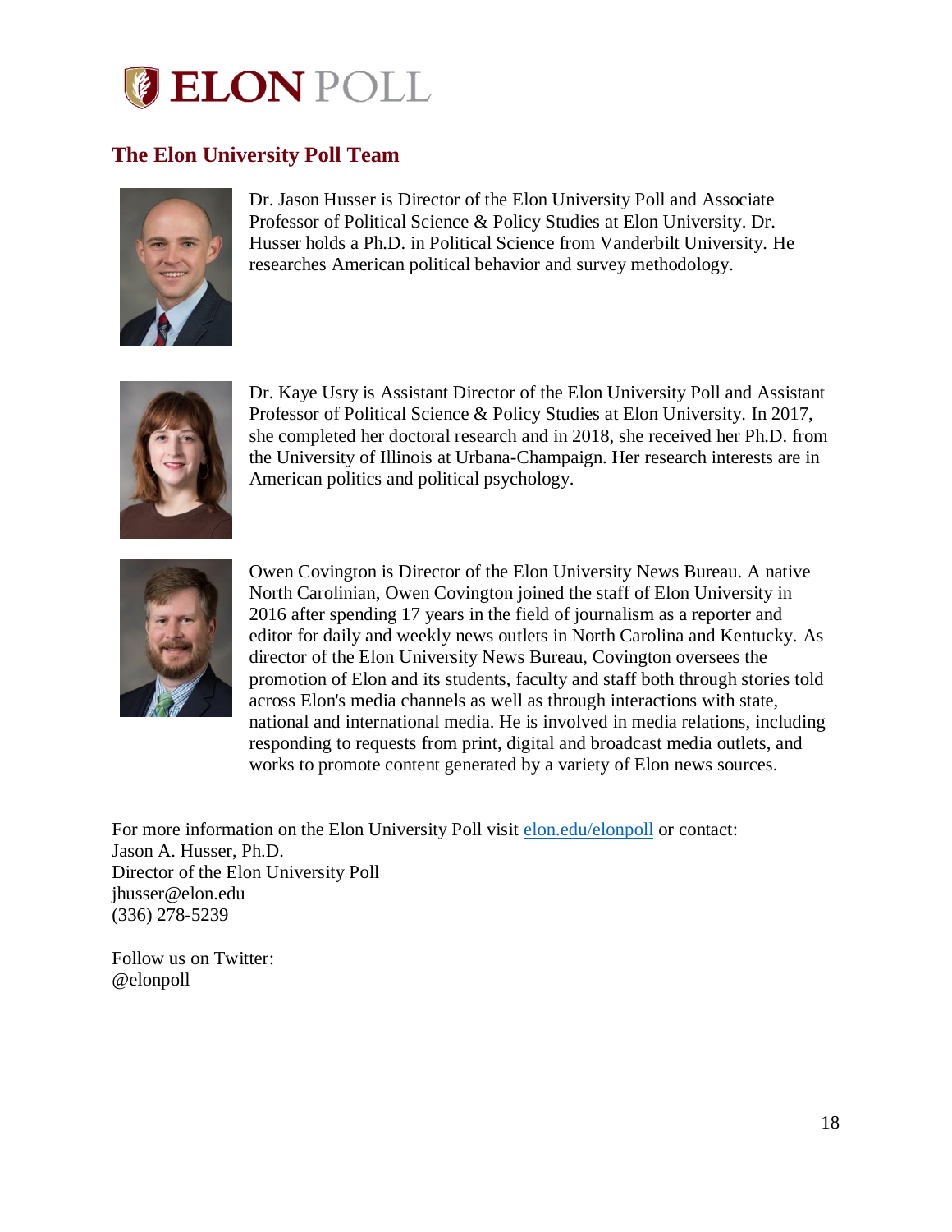# ELON POLL

## The Elon University Poll Team

Dr. Jason Husser is Director of the Elon University Poll and Associate Professor of Political Science & Policy Studies at Elon University. Dr. Husser holds a Ph.D. in Political Science from Vanderbilt University. He researches American political behavior and survey methodology.

Dr. Kaye Usry is Assistant Director of the Elon University Poll and Assistant Professor of Political Science & Policy Studies at Elon University. In 2017, she completed her doctoral research and in 2018, she received her Ph.D. from the University of Illinois at Urbana-Champaign. Her research interests are in American politics and political psychology.

Owen Covington is Director of the Elon University News Bureau. A native North Carolinian, Owen Covington joined the staff of Elon University in 2016 after spending 17 years in the field of journalism as a reporter and editor for daily and weekly news outlets in North Carolina and Kentucky. As director of the Elon University News Bureau, Covington oversees the promotion of Elon and its students, faculty and staff both through stories told across Elon's media channels as well as through interactions with state, national and international media. He is involved in media relations, including responding to requests from print, digital and broadcast media outlets, and works to promote content generated by a variety of Elon news sources.

For more information on the Elon University Poll visit [elon.edu/elonpoll](elon.edu/elonpoll) or contact:
Jason A. Husser, Ph.D.
Director of the Elon University Poll
jhusser@elon.edu
(336) 278-5239

Follow us on Twitter:
@elonpoll